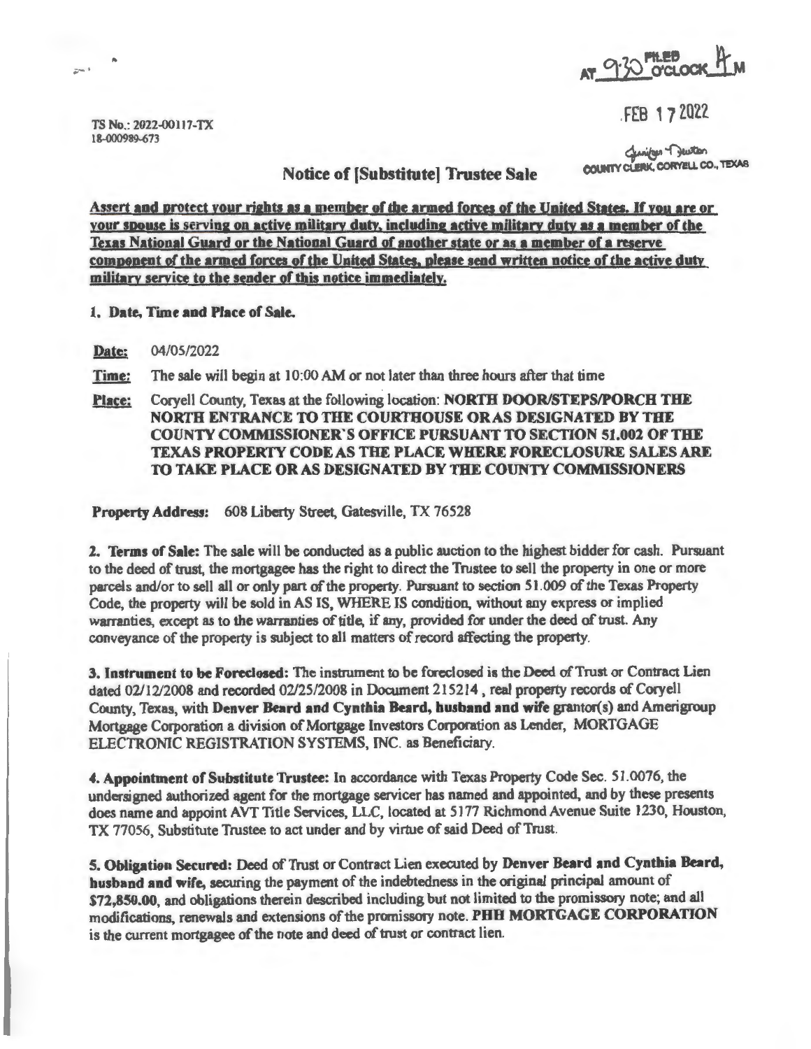AT 9:30 FILED O'CLOCK A M

FEB 17 2022

Janice Dewton
COUNTY CLERK, CORYELL CO., TEXAS

TS No.: 2022-00117-TX
18-000989-673

## Notice of [Substitute] Trustee Sale

**Assert and protect your rights as a member of the armed forces of the United States. If you are or your spouse is serving on active military duty, including active military duty as a member of the Texas National Guard or the National Guard of another state or as a member of a reserve component of the armed forces of the United States, please send written notice of the active duty military service to the sender of this notice immediately.**

**1. Date, Time and Place of Sale.**

**Date:** 04/05/2022

**Time:** The sale will begin at 10:00 AM or not later than three hours after that time

**Place:** Coryell County, Texas at the following location: **NORTH DOOR/STEPS/PORCH THE NORTH ENTRANCE TO THE COURTHOUSE OR AS DESIGNATED BY THE COUNTY COMMISSIONER'S OFFICE PURSUANT TO SECTION 51.002 OF THE TEXAS PROPERTY CODE AS THE PLACE WHERE FORECLOSURE SALES ARE TO TAKE PLACE OR AS DESIGNATED BY THE COUNTY COMMISSIONERS**

**Property Address:** 608 Liberty Street, Gatesville, TX 76528

**2. Terms of Sale:** The sale will be conducted as a public auction to the highest bidder for cash. Pursuant to the deed of trust, the mortgagee has the right to direct the Trustee to sell the property in one or more parcels and/or to sell all or only part of the property. Pursuant to section 51.009 of the Texas Property Code, the property will be sold in AS IS, WHERE IS condition, without any express or implied warranties, except as to the warranties of title, if any, provided for under the deed of trust. Any conveyance of the property is subject to all matters of record affecting the property.

**3. Instrument to be Foreclosed:** The instrument to be foreclosed is the Deed of Trust or Contract Lien dated 02/12/2008 and recorded 02/25/2008 in Document 215214 , real property records of Coryell County, Texas, with **Denver Beard and Cynthia Beard, husband and wife** grantor(s) and Amerigroup Mortgage Corporation a division of Mortgage Investors Corporation as Lender, MORTGAGE ELECTRONIC REGISTRATION SYSTEMS, INC. as Beneficiary.

**4. Appointment of Substitute Trustee:** In accordance with Texas Property Code Sec. 51.0076, the undersigned authorized agent for the mortgage servicer has named and appointed, and by these presents does name and appoint AVT Title Services, LLC, located at 5177 Richmond Avenue Suite 1230, Houston, TX 77056, Substitute Trustee to act under and by virtue of said Deed of Trust.

**5. Obligation Secured:** Deed of Trust or Contract Lien executed by **Denver Beard and Cynthia Beard, husband and wife,** securing the payment of the indebtedness in the original principal amount of **$72,850.00**, and obligations therein described including but not limited to the promissory note; and all modifications, renewals and extensions of the promissory note. **PHH MORTGAGE CORPORATION** is the current mortgagee of the note and deed of trust or contract lien.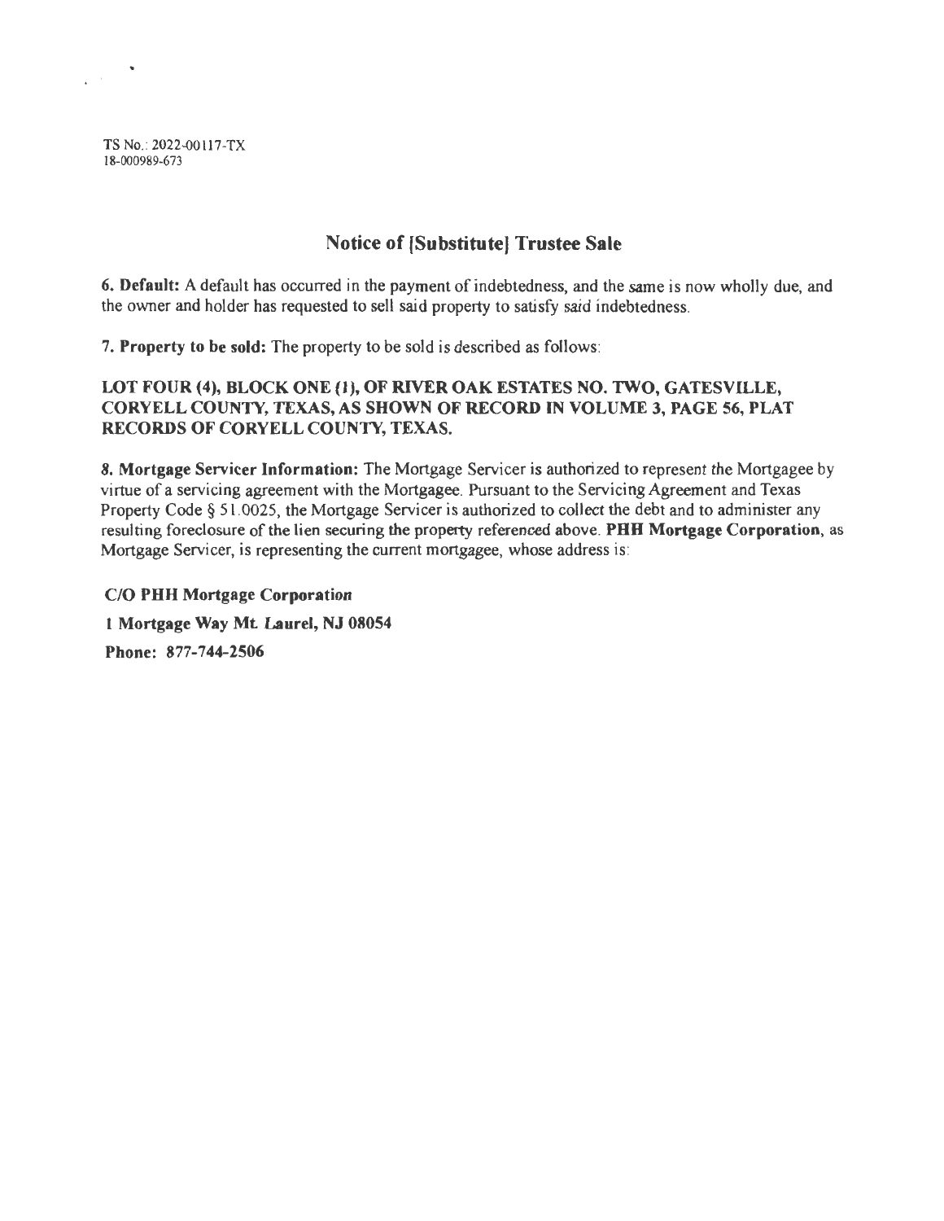TS No.: 2022-00117-TX
18-000989-673

## Notice of [Substitute] Trustee Sale

**6. Default:** A default has occurred in the payment of indebtedness, and the same is now wholly due, and the owner and holder has requested to sell said property to satisfy said indebtedness.

**7. Property to be sold:** The property to be sold is described as follows:

**LOT FOUR (4), BLOCK ONE (1), OF RIVER OAK ESTATES NO. TWO, GATESVILLE, CORYELL COUNTY, TEXAS, AS SHOWN OF RECORD IN VOLUME 3, PAGE 56, PLAT RECORDS OF CORYELL COUNTY, TEXAS.**

**8. Mortgage Servicer Information:** The Mortgage Servicer is authorized to represent the Mortgagee by virtue of a servicing agreement with the Mortgagee. Pursuant to the Servicing Agreement and Texas Property Code § 51.0025, the Mortgage Servicer is authorized to collect the debt and to administer any resulting foreclosure of the lien securing the property referenced above. **PHH Mortgage Corporation**, as Mortgage Servicer, is representing the current mortgagee, whose address is:

**C/O PHH Mortgage Corporation**
**1 Mortgage Way Mt. Laurel, NJ 08054**
**Phone: 877-744-2506**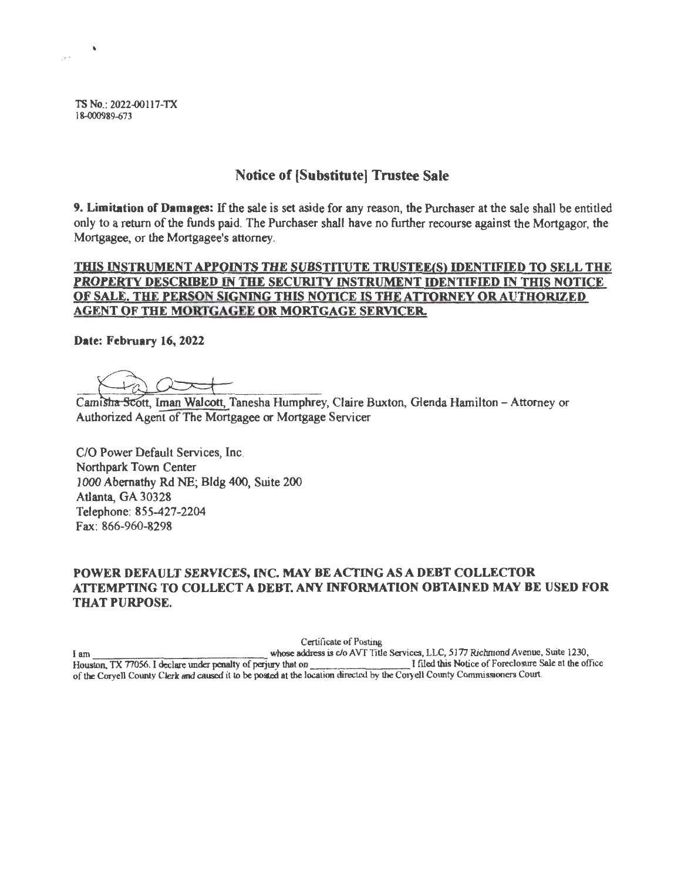TS No.: 2022-00117-TX
18-000989-673

## Notice of [Substitute] Trustee Sale

**9. Limitation of Damages:** If the sale is set aside for any reason, the Purchaser at the sale shall be entitled only to a return of the funds paid. The Purchaser shall have no further recourse against the Mortgagor, the Mortgagee, or the Mortgagee's attorney.

**THIS INSTRUMENT APPOINTS THE SUBSTITUTE TRUSTEE(S) IDENTIFIED TO SELL THE PROPERTY DESCRIBED IN THE SECURITY INSTRUMENT IDENTIFIED IN THIS NOTICE OF SALE. THE PERSON SIGNING THIS NOTICE IS THE ATTORNEY OR AUTHORIZED AGENT OF THE MORTGAGEE OR MORTGAGE SERVICER.**

**Date: February 16, 2022**

Camisha Scott, Iman Walcott, Tanesha Humphrey, Claire Buxton, Glenda Hamilton – Attorney or Authorized Agent of The Mortgagee or Mortgage Servicer

C/O Power Default Services, Inc.
Northpark Town Center
1000 Abernathy Rd NE; Bldg 400, Suite 200
Atlanta, GA 30328
Telephone: 855-427-2204
Fax: 866-960-8298

**POWER DEFAULT SERVICES, INC. MAY BE ACTING AS A DEBT COLLECTOR ATTEMPTING TO COLLECT A DEBT. ANY INFORMATION OBTAINED MAY BE USED FOR THAT PURPOSE.**

Certificate of Posting

I am ______________________ whose address is c/o AVT Title Services, LLC, 5177 Richmond Avenue, Suite 1230, Houston, TX 77056. I declare under penalty of perjury that on ______________ I filed this Notice of Foreclosure Sale at the office of the Coryell County Clerk and caused it to be posted at the location directed by the Coryell County Commissioners Court.